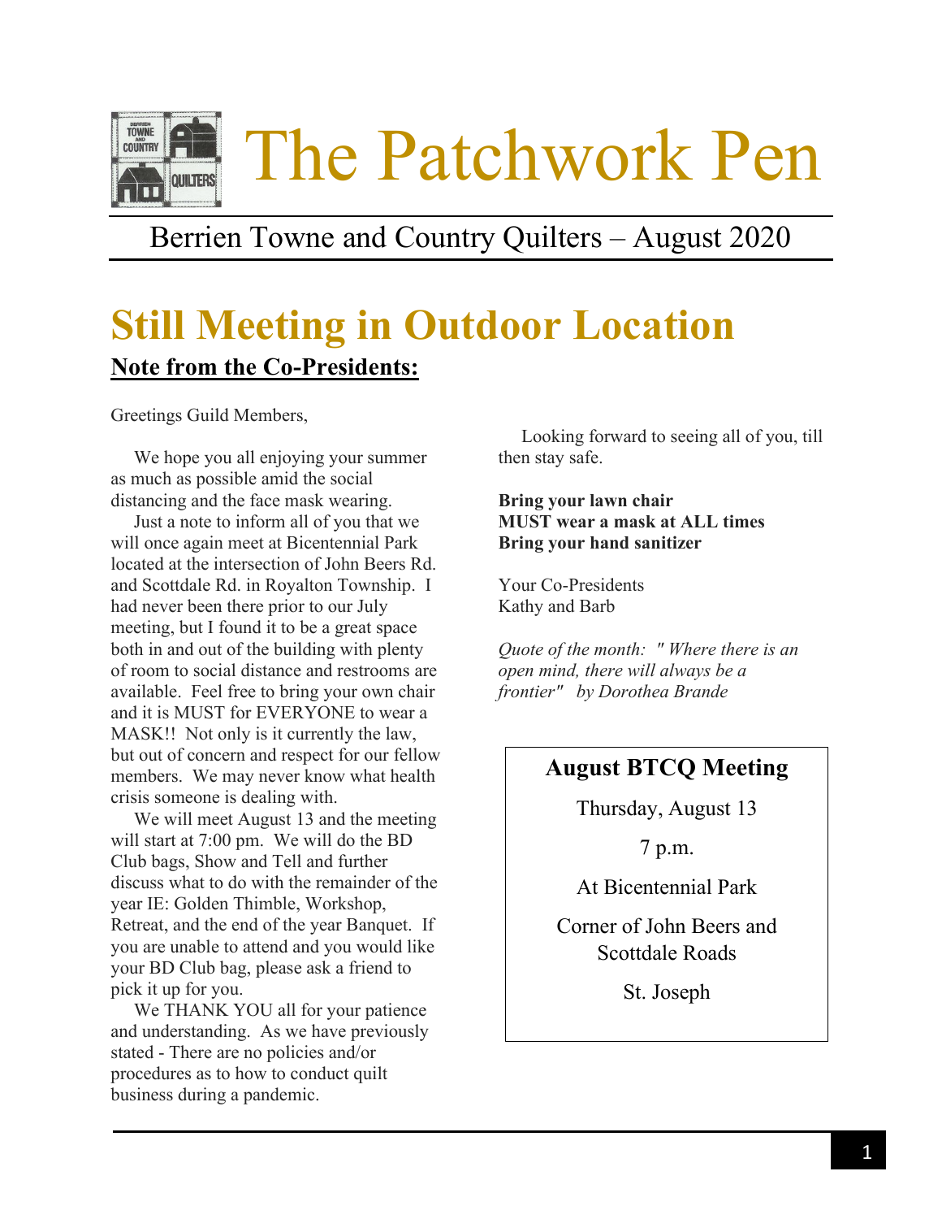# The Patchwork Pen

Berrien Towne and Country Quilters – August 2020

## Still Meeting in Outdoor Location

**Note from the Co-Presidents:**

Greetings Guild Members,

We hope you all enjoying your summer as much as possible amid the social distancing and the face mask wearing.

Just a note to inform all of you that we will once again meet at Bicentennial Park located at the intersection of John Beers Rd. and Scottdale Rd. in Royalton Township. I had never been there prior to our July meeting, but I found it to be a great space both in and out of the building with plenty of room to social distance and restrooms are available. Feel free to bring your own chair and it is MUST for EVERYONE to wear a MASK!! Not only is it currently the law, but out of concern and respect for our fellow members. We may never know what health crisis someone is dealing with.

We will meet August 13 and the meeting will start at 7:00 pm. We will do the BD Club bags, Show and Tell and further discuss what to do with the remainder of the year IE: Golden Thimble, Workshop, Retreat, and the end of the year Banquet. If you are unable to attend and you would like your BD Club bag, please ask a friend to pick it up for you.

We THANK YOU all for your patience and understanding. As we have previously stated - There are no policies and/or procedures as to how to conduct quilt business during a pandemic.

Looking forward to seeing all of you, till then stay safe.

**Bring your lawn chair**
**MUST wear a mask at ALL times**
**Bring your hand sanitizer**

Your Co-Presidents
Kathy and Barb

*Quote of the month: " Where there is an open mind, there will always be a frontier" by Dorothea Brande*

### August BTCQ Meeting

Thursday, August 13

7 p.m.

At Bicentennial Park

Corner of John Beers and Scottdale Roads

St. Joseph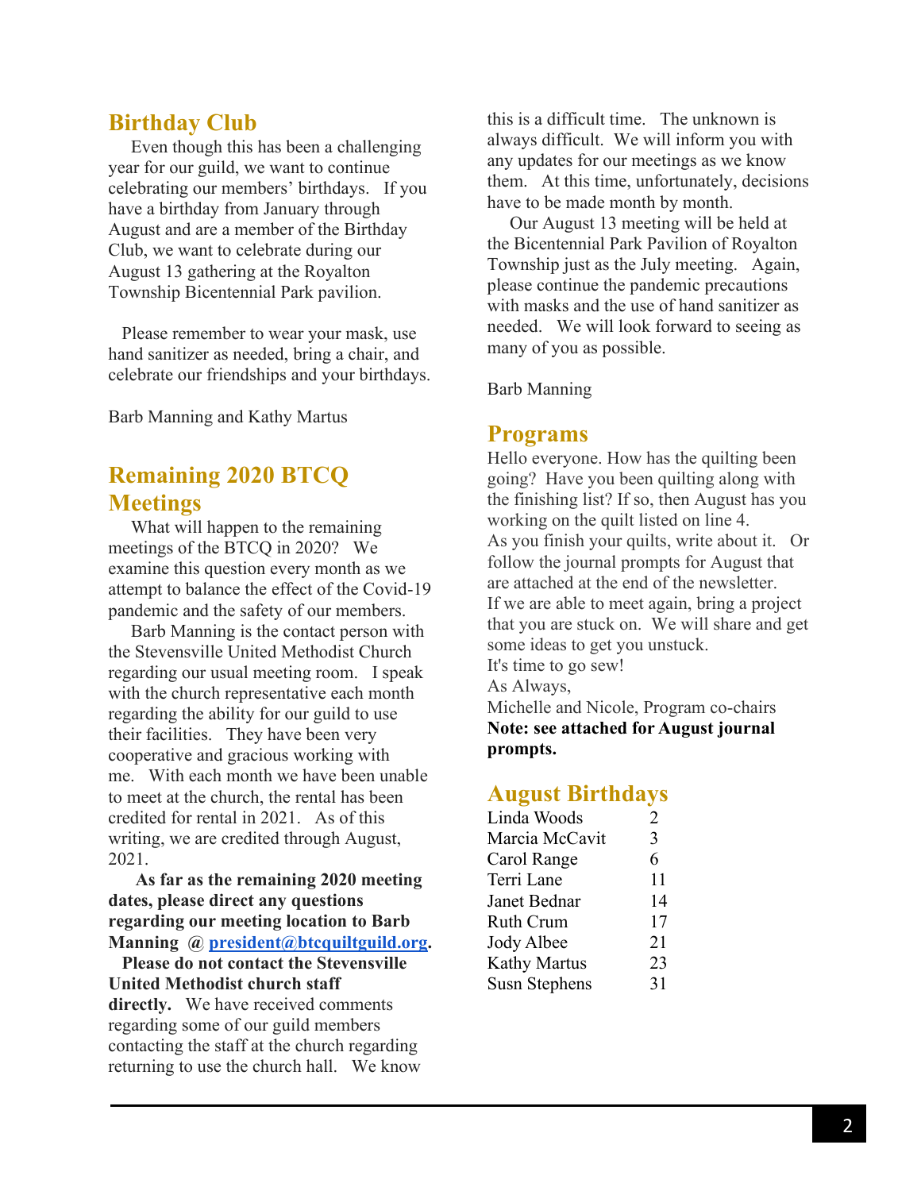## Birthday Club

Even though this has been a challenging year for our guild, we want to continue celebrating our members' birthdays. If you have a birthday from January through August and are a member of the Birthday Club, we want to celebrate during our August 13 gathering at the Royalton Township Bicentennial Park pavilion.

Please remember to wear your mask, use hand sanitizer as needed, bring a chair, and celebrate our friendships and your birthdays.

Barb Manning and Kathy Martus

## Remaining 2020 BTCQ Meetings

What will happen to the remaining meetings of the BTCQ in 2020? We examine this question every month as we attempt to balance the effect of the Covid-19 pandemic and the safety of our members.

Barb Manning is the contact person with the Stevensville United Methodist Church regarding our usual meeting room. I speak with the church representative each month regarding the ability for our guild to use their facilities. They have been very cooperative and gracious working with me. With each month we have been unable to meet at the church, the rental has been credited for rental in 2021. As of this writing, we are credited through August, 2021.

**As far as the remaining 2020 meeting dates, please direct any questions regarding our meeting location to Barb Manning @ [president@btcquiltguild.org](mailto:president@btcquiltguild.org).**

**Please do not contact the Stevensville United Methodist church staff directly.** We have received comments regarding some of our guild members contacting the staff at the church regarding returning to use the church hall. We know this is a difficult time. The unknown is always difficult. We will inform you with any updates for our meetings as we know them. At this time, unfortunately, decisions have to be made month by month.

Our August 13 meeting will be held at the Bicentennial Park Pavilion of Royalton Township just as the July meeting. Again, please continue the pandemic precautions with masks and the use of hand sanitizer as needed. We will look forward to seeing as many of you as possible.

Barb Manning

## Programs

Hello everyone. How has the quilting been going? Have you been quilting along with the finishing list? If so, then August has you working on the quilt listed on line 4.
As you finish your quilts, write about it. Or follow the journal prompts for August that are attached at the end of the newsletter.
If we are able to meet again, bring a project that you are stuck on. We will share and get some ideas to get you unstuck.
It's time to go sew!
As Always,
Michelle and Nicole, Program co-chairs
**Note: see attached for August journal prompts.**

## August Birthdays

| Name | Day |
|---|---|
| Linda Woods | 2 |
| Marcia McCavit | 3 |
| Carol Range | 6 |
| Terri Lane | 11 |
| Janet Bednar | 14 |
| Ruth Crum | 17 |
| Jody Albee | 21 |
| Kathy Martus | 23 |
| Susn Stephens | 31 |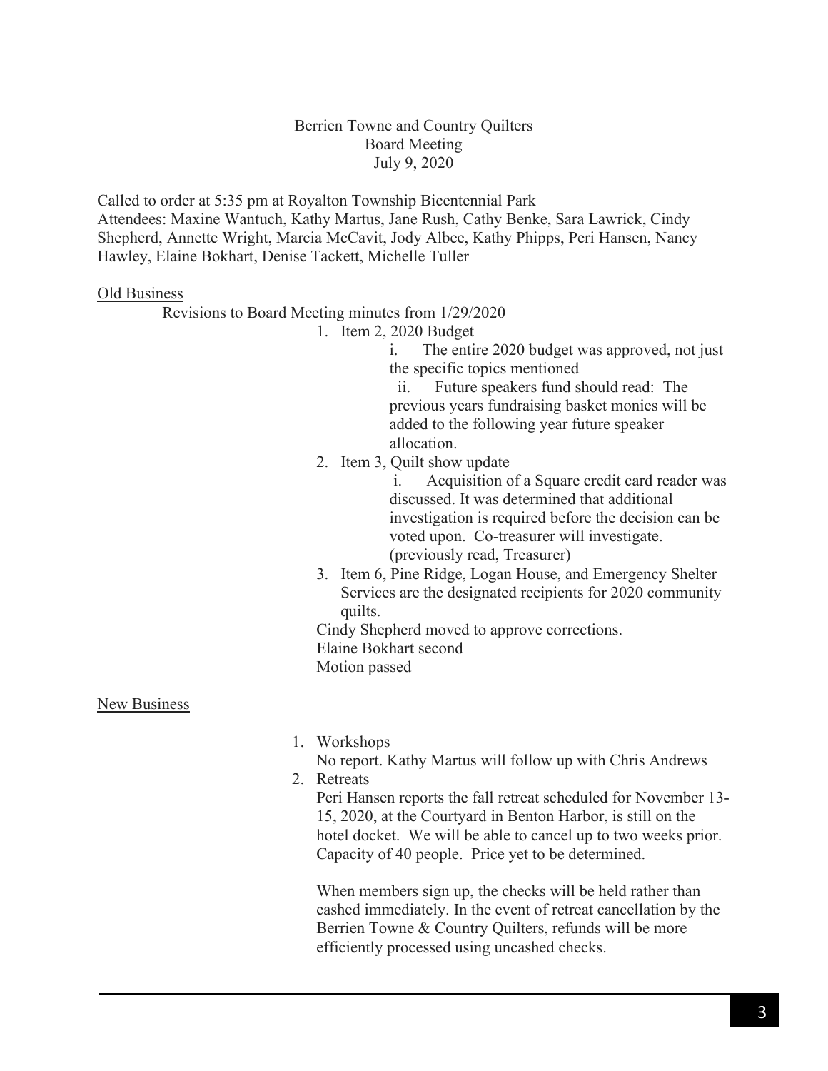Berrien Towne and Country Quilters
Board Meeting
July 9, 2020

Called to order at 5:35 pm at Royalton Township Bicentennial Park

Attendees: Maxine Wantuch, Kathy Martus, Jane Rush, Cathy Benke, Sara Lawrick, Cindy Shepherd, Annette Wright, Marcia McCavit, Jody Albee, Kathy Phipps, Peri Hansen, Nancy Hawley, Elaine Bokhart, Denise Tackett, Michelle Tuller

<u>Old Business</u>

Revisions to Board Meeting minutes from 1/29/2020

1. Item 2, 2020 Budget
   - i. The entire 2020 budget was approved, not just the specific topics mentioned
   - ii. Future speakers fund should read: The previous years fundraising basket monies will be added to the following year future speaker allocation.
2. Item 3, Quilt show update
   - i. Acquisition of a Square credit card reader was discussed. It was determined that additional investigation is required before the decision can be voted upon. Co-treasurer will investigate. (previously read, Treasurer)
3. Item 6, Pine Ridge, Logan House, and Emergency Shelter Services are the designated recipients for 2020 community quilts.

Cindy Shepherd moved to approve corrections.
Elaine Bokhart second
Motion passed

<u>New Business</u>

1. Workshops

   No report. Kathy Martus will follow up with Chris Andrews
2. Retreats

   Peri Hansen reports the fall retreat scheduled for November 13-15, 2020, at the Courtyard in Benton Harbor, is still on the hotel docket. We will be able to cancel up to two weeks prior. Capacity of 40 people. Price yet to be determined.

   When members sign up, the checks will be held rather than cashed immediately. In the event of retreat cancellation by the Berrien Towne & Country Quilters, refunds will be more efficiently processed using uncashed checks.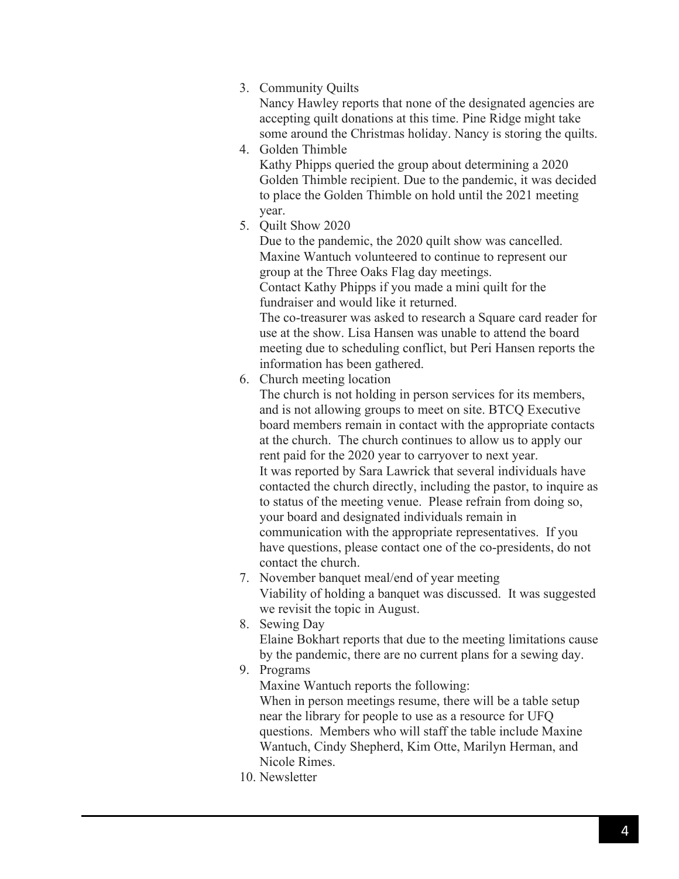3. Community Quilts

   Nancy Hawley reports that none of the designated agencies are accepting quilt donations at this time. Pine Ridge might take some around the Christmas holiday. Nancy is storing the quilts.

4. Golden Thimble

   Kathy Phipps queried the group about determining a 2020 Golden Thimble recipient. Due to the pandemic, it was decided to place the Golden Thimble on hold until the 2021 meeting year.

5. Quilt Show 2020

   Due to the pandemic, the 2020 quilt show was cancelled. Maxine Wantuch volunteered to continue to represent our group at the Three Oaks Flag day meetings.

   Contact Kathy Phipps if you made a mini quilt for the fundraiser and would like it returned.

   The co-treasurer was asked to research a Square card reader for use at the show. Lisa Hansen was unable to attend the board meeting due to scheduling conflict, but Peri Hansen reports the information has been gathered.

6. Church meeting location

   The church is not holding in person services for its members, and is not allowing groups to meet on site. BTCQ Executive board members remain in contact with the appropriate contacts at the church. The church continues to allow us to apply our rent paid for the 2020 year to carryover to next year.

   It was reported by Sara Lawrick that several individuals have contacted the church directly, including the pastor, to inquire as to status of the meeting venue. Please refrain from doing so, your board and designated individuals remain in communication with the appropriate representatives. If you have questions, please contact one of the co-presidents, do not contact the church.

7. November banquet meal/end of year meeting

   Viability of holding a banquet was discussed. It was suggested we revisit the topic in August.

8. Sewing Day

   Elaine Bokhart reports that due to the meeting limitations cause by the pandemic, there are no current plans for a sewing day.

9. Programs

   Maxine Wantuch reports the following:

   When in person meetings resume, there will be a table setup near the library for people to use as a resource for UFQ questions. Members who will staff the table include Maxine Wantuch, Cindy Shepherd, Kim Otte, Marilyn Herman, and Nicole Rimes.

10. Newsletter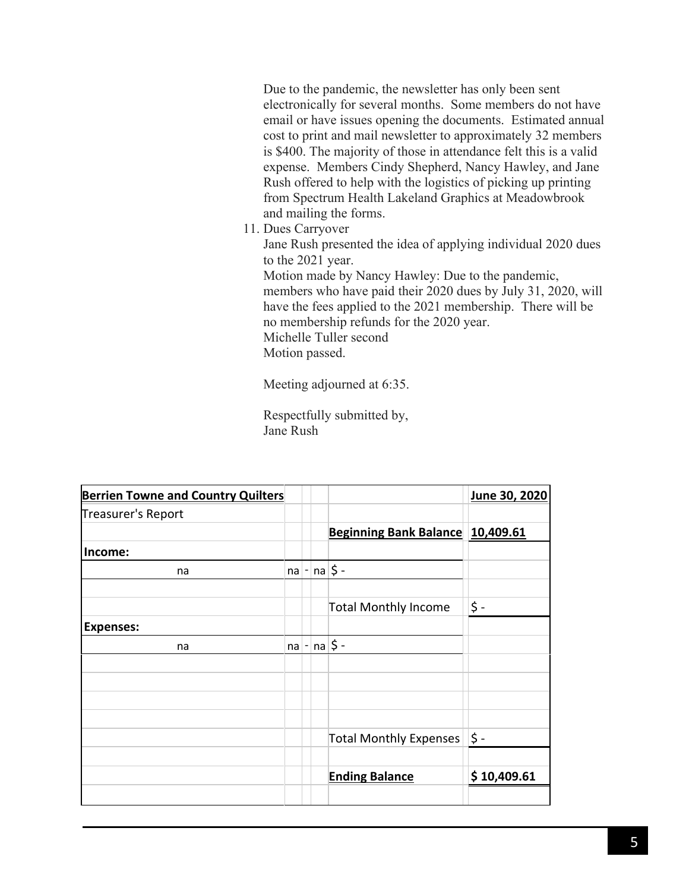Due to the pandemic, the newsletter has only been sent electronically for several months. Some members do not have email or have issues opening the documents. Estimated annual cost to print and mail newsletter to approximately 32 members is $400. The majority of those in attendance felt this is a valid expense. Members Cindy Shepherd, Nancy Hawley, and Jane Rush offered to help with the logistics of picking up printing from Spectrum Health Lakeland Graphics at Meadowbrook and mailing the forms.

11. Dues Carryover

    Jane Rush presented the idea of applying individual 2020 dues to the 2021 year.

    Motion made by Nancy Hawley: Due to the pandemic, members who have paid their 2020 dues by July 31, 2020, will have the fees applied to the 2021 membership. There will be no membership refunds for the 2020 year.

    Michelle Tuller second

    Motion passed.

    Meeting adjourned at 6:35.

    Respectfully submitted by,
    Jane Rush

| **Berrien Towne and Country Quilters** | | | | | **June 30, 2020** |
|---|---|---|---|---|---|
| Treasurer's Report | | | | | |
| | | | | **Beginning Bank Balance** | **10,409.61** |
| **Income:** | | | | | |
| na | na | - | na | $ - | |
| | | | | | |
| | | | | Total Monthly Income | $ - |
| **Expenses:** | | | | | |
| na | na | - | na | $ - | |
| | | | | | |
| | | | | | |
| | | | | | |
| | | | | | |
| | | | | Total Monthly Expenses | $ - |
| | | | | | |
| | | | | **Ending Balance** | **$ 10,409.61** |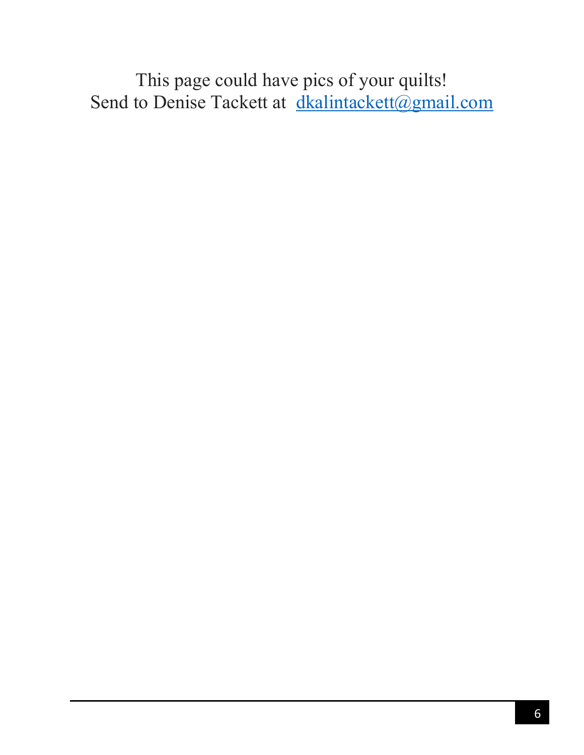This page could have pics of your quilts!
Send to Denise Tackett at [dkalintackett@gmail.com](mailto:dkalintackett@gmail.com)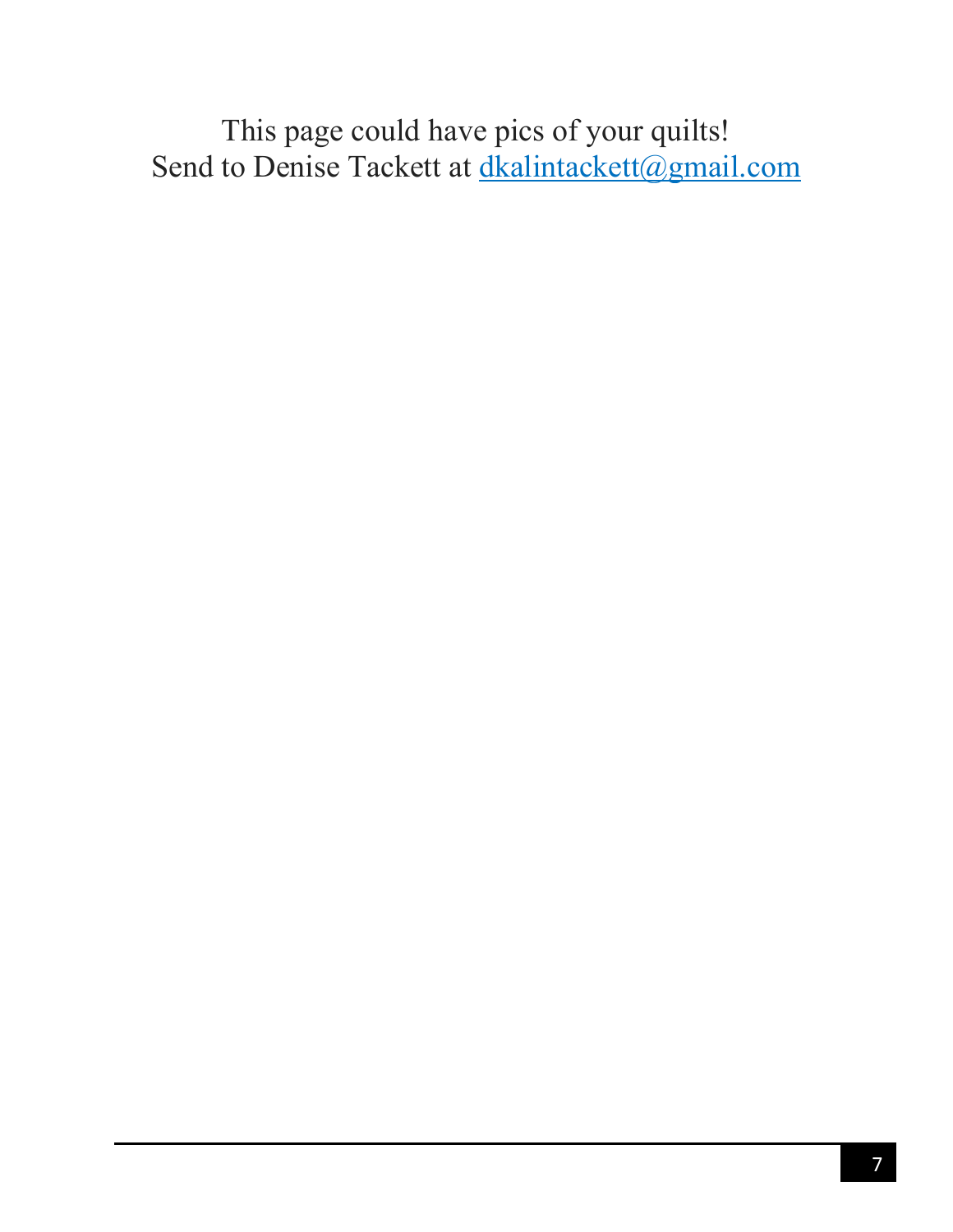This page could have pics of your quilts!
Send to Denise Tackett at [dkalintackett@gmail.com](mailto:dkalintackett@gmail.com)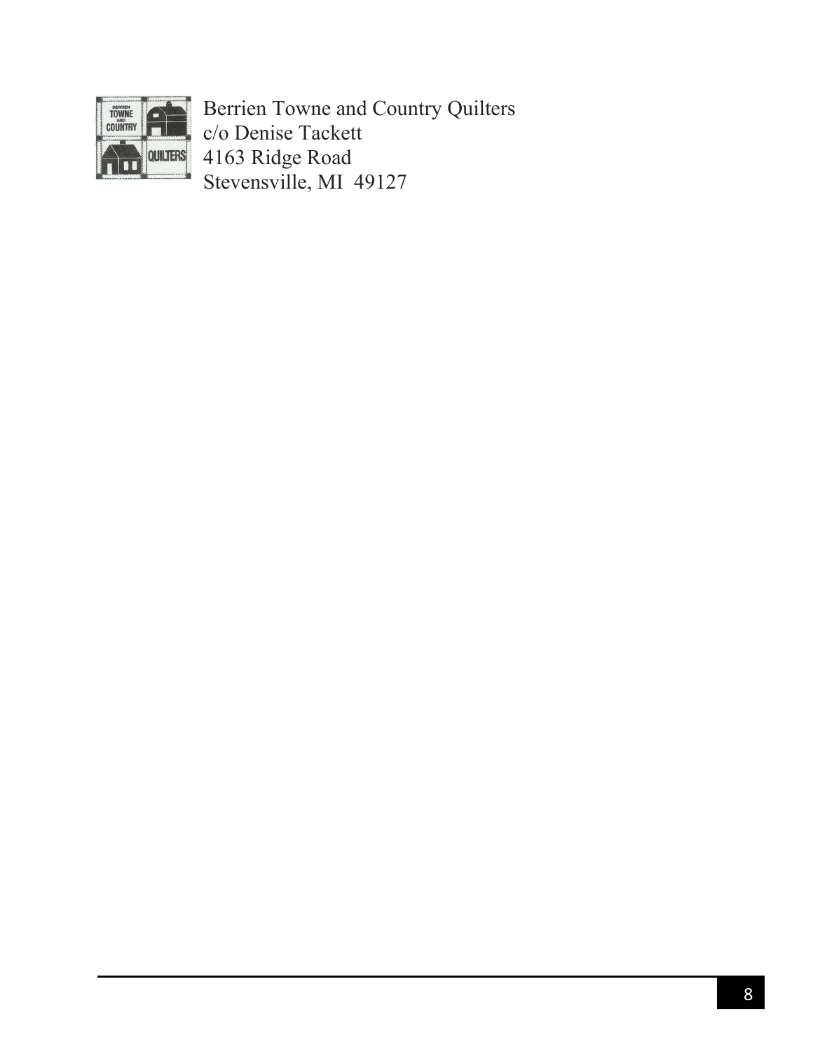Berrien Towne and Country Quilters
c/o Denise Tackett
4163 Ridge Road
Stevensville, MI 49127